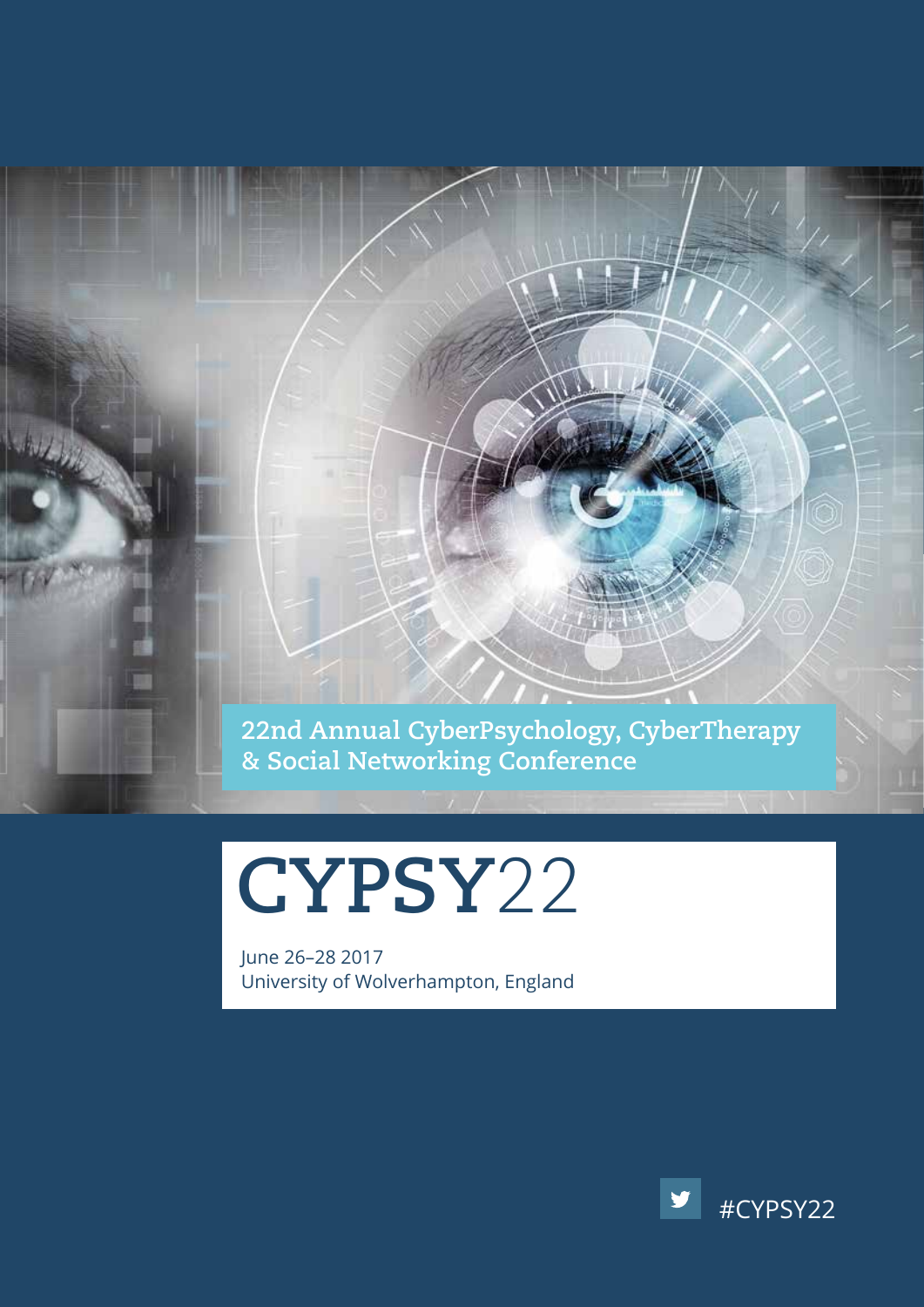22nd Annual CyberPsychology, CyberTherapy & Social Networking Conference

# CYPSY22

June 26–28 2017
University of Wolverhampton, England

#CYPSY22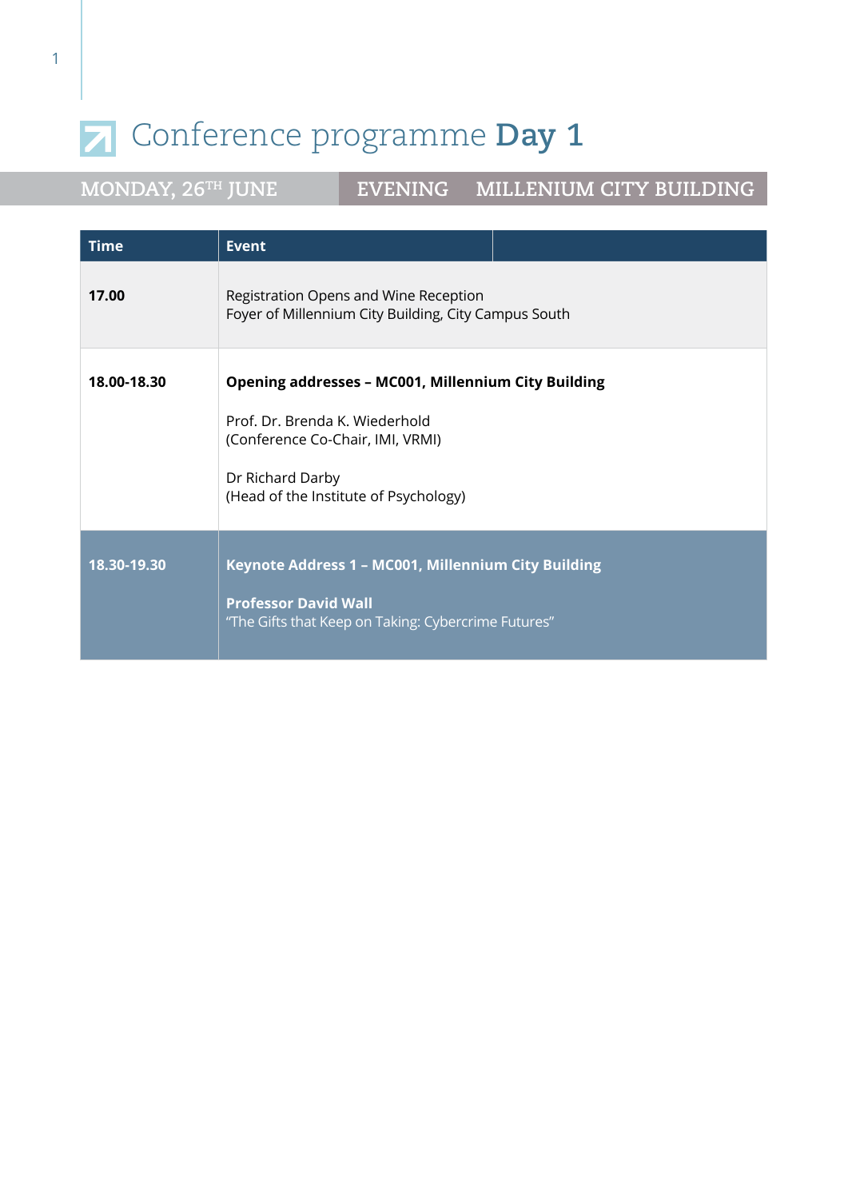# Conference programme **Day 1**

**MONDAY, 26TH JUNE** | **EVENING** | **MILLENIUM CITY BUILDING**

| Time | Event |
|---|---|
| **17.00** | Registration Opens and Wine Reception<br>Foyer of Millennium City Building, City Campus South |
| **18.00-18.30** | **Opening addresses – MC001, Millennium City Building**<br><br>Prof. Dr. Brenda K. Wiederhold<br>(Conference Co-Chair, IMI, VRMI)<br><br>Dr Richard Darby<br>(Head of the Institute of Psychology) |
| **18.30-19.30** | **Keynote Address 1 – MC001, Millennium City Building**<br><br>**Professor David Wall**<br>"The Gifts that Keep on Taking: Cybercrime Futures" |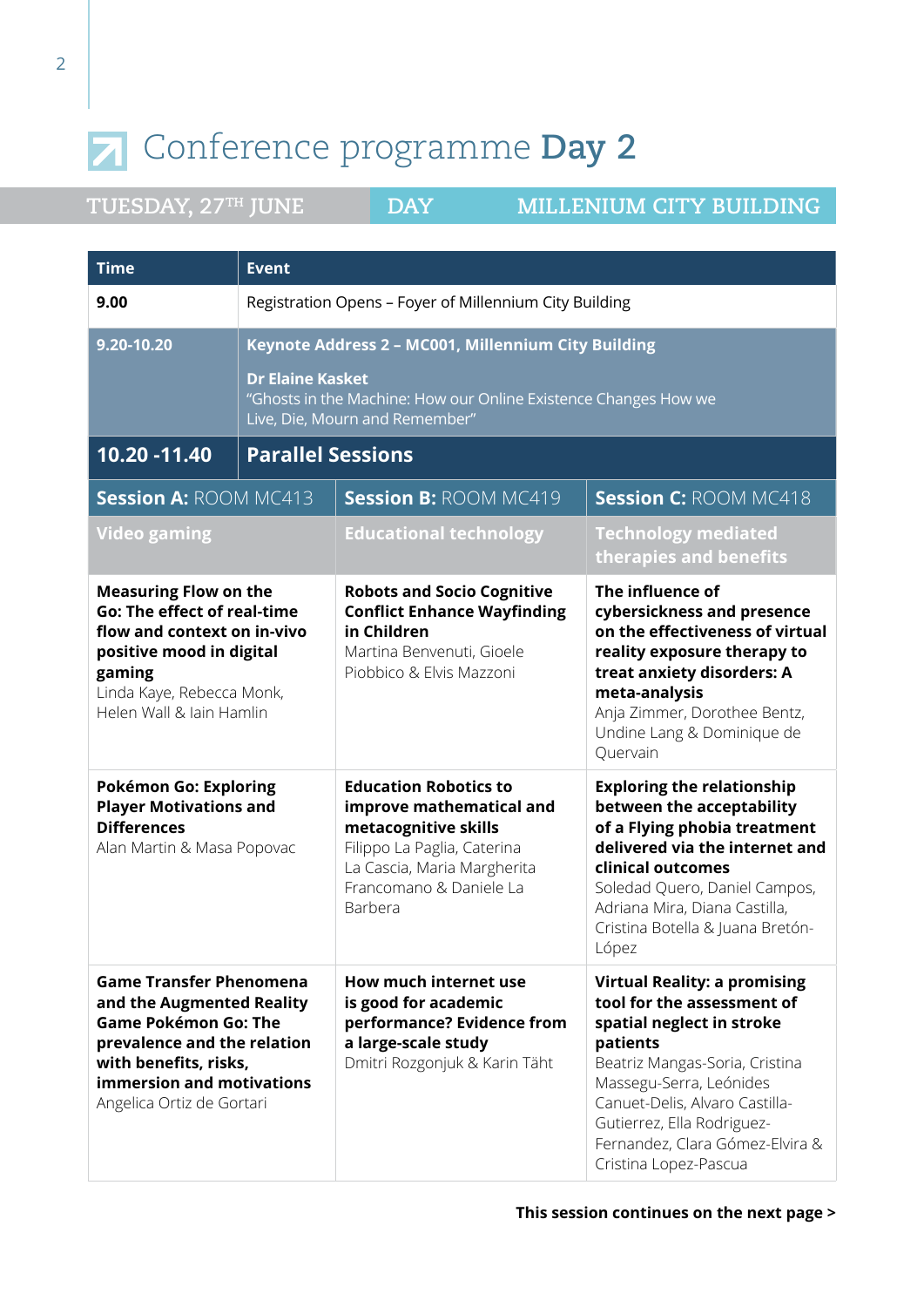# Conference programme **Day 2**

TUESDAY, 27TH JUNE | DAY | MILLENIUM CITY BUILDING

| Time | Event | |
|---|---|---|
| **9.00** | Registration Opens – Foyer of Millennium City Building | |
| **9.20-10.20** | **Keynote Address 2 – MC001, Millennium City Building**<br>**Dr Elaine Kasket**<br>"Ghosts in the Machine: How our Online Existence Changes How we Live, Die, Mourn and Remember" | |
| **10.20 -11.40** | **Parallel Sessions** | |
| **Session A:** ROOM MC413 | **Session B:** ROOM MC419 | **Session C:** ROOM MC418 |
| **Video gaming** | **Educational technology** | **Technology mediated therapies and benefits** |
| **Measuring Flow on the Go: The effect of real-time flow and context on in-vivo positive mood in digital gaming**<br>Linda Kaye, Rebecca Monk, Helen Wall & Iain Hamlin | **Robots and Socio Cognitive Conflict Enhance Wayfinding in Children**<br>Martina Benvenuti, Gioele Piobbico & Elvis Mazzoni | **The influence of cybersickness and presence on the effectiveness of virtual reality exposure therapy to treat anxiety disorders: A meta-analysis**<br>Anja Zimmer, Dorothee Bentz, Undine Lang & Dominique de Quervain |
| **Pokémon Go: Exploring Player Motivations and Differences**<br>Alan Martin & Masa Popovac | **Education Robotics to improve mathematical and metacognitive skills**<br>Filippo La Paglia, Caterina La Cascia, Maria Margherita Francomano & Daniele La Barbera | **Exploring the relationship between the acceptability of a Flying phobia treatment delivered via the internet and clinical outcomes**<br>Soledad Quero, Daniel Campos, Adriana Mira, Diana Castilla, Cristina Botella & Juana Bretón-López |
| **Game Transfer Phenomena and the Augmented Reality Game Pokémon Go: The prevalence and the relation with benefits, risks, immersion and motivations**<br>Angelica Ortiz de Gortari | **How much internet use is good for academic performance? Evidence from a large-scale study**<br>Dmitri Rozgonjuk & Karin Täht | **Virtual Reality: a promising tool for the assessment of spatial neglect in stroke patients**<br>Beatriz Mangas-Soria, Cristina Massegu-Serra, Leónides Canuet-Delis, Alvaro Castilla-Gutierrez, Ella Rodriguez-Fernandez, Clara Gómez-Elvira & Cristina Lopez-Pascua |

**This session continues on the next page >**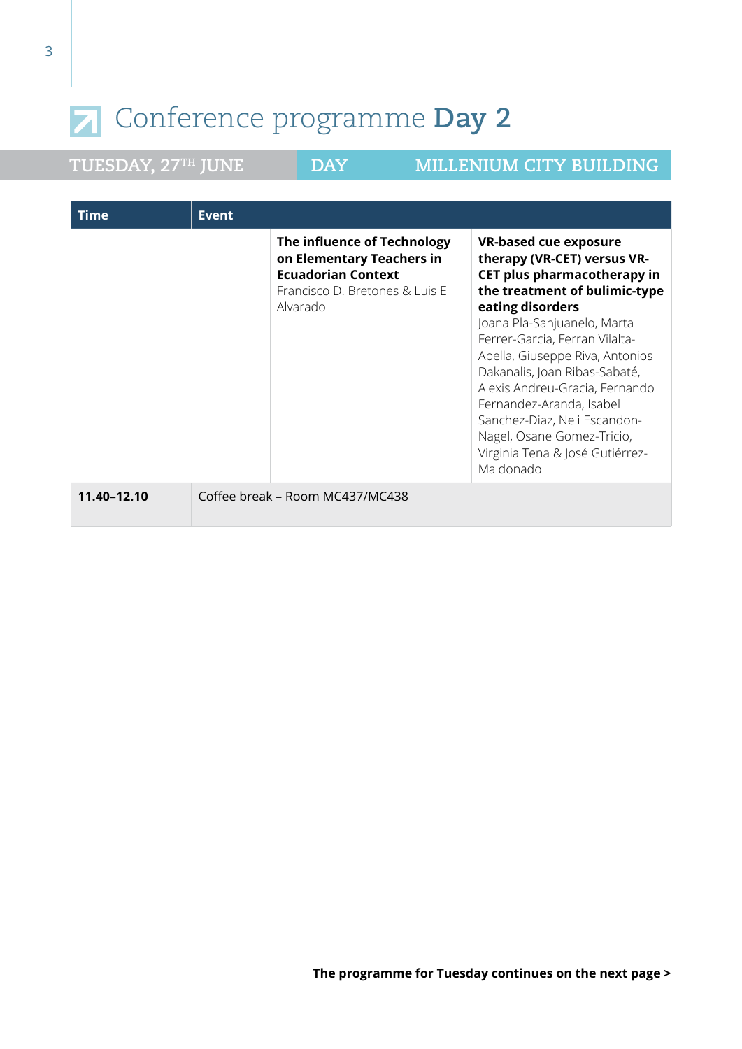# Conference programme **Day 2**

TUESDAY, 27TH JUNE | DAY | MILLENIUM CITY BUILDING

| Time | Event | | |
|---|---|---|---|
| | | **The influence of Technology on Elementary Teachers in Ecuadorian Context** Francisco D. Bretones & Luis E Alvarado | **VR-based cue exposure therapy (VR-CET) versus VR-CET plus pharmacotherapy in the treatment of bulimic-type eating disorders** Joana Pla-Sanjuanelo, Marta Ferrer-Garcia, Ferran Vilalta-Abella, Giuseppe Riva, Antonios Dakanalis, Joan Ribas-Sabaté, Alexis Andreu-Gracia, Fernando Fernandez-Aranda, Isabel Sanchez-Diaz, Neli Escandon-Nagel, Osane Gomez-Tricio, Virginia Tena & José Gutiérrez-Maldonado |
| **11.40–12.10** | Coffee break – Room MC437/MC438 | | |

**The programme for Tuesday continues on the next page >**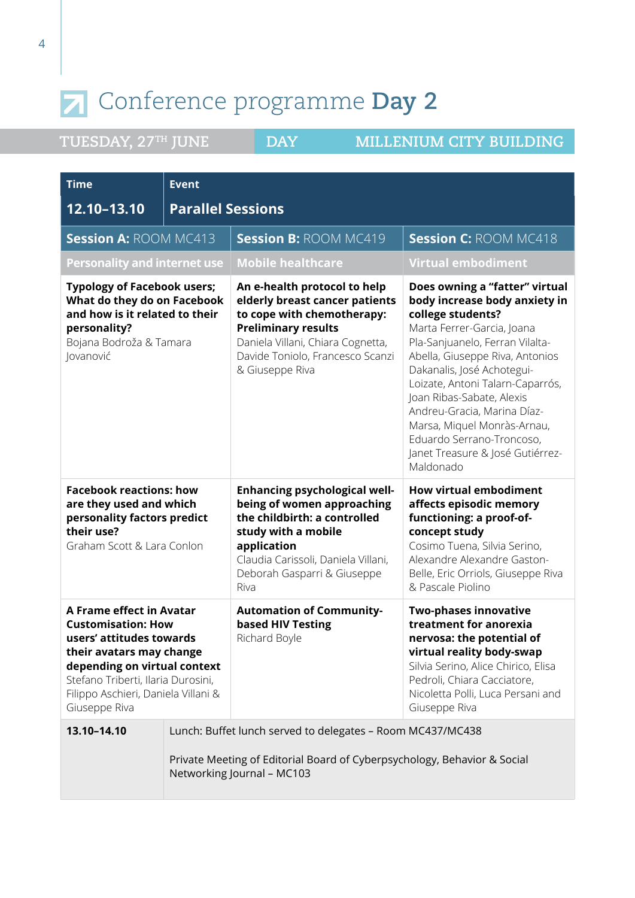# Conference programme **Day 2**

**TUESDAY, 27TH JUNE** | **DAY** | **MILLENIUM CITY BUILDING**

| Time | Event | | |
|---|---|---|---|
| **12.10–13.10** | **Parallel Sessions** | | |
| | **Session A:** ROOM MC413 | **Session B:** ROOM MC419 | **Session C:** ROOM MC418 |
| | **Personality and internet use** | **Mobile healthcare** | **Virtual embodiment** |
| | **Typology of Facebook users; What do they do on Facebook and how is it related to their personality?** Bojana Bodroža & Tamara Jovanović | **An e-health protocol to help elderly breast cancer patients to cope with chemotherapy: Preliminary results** Daniela Villani, Chiara Cognetta, Davide Toniolo, Francesco Scanzi & Giuseppe Riva | **Does owning a "fatter" virtual body increase body anxiety in college students?** Marta Ferrer-Garcia, Joana Pla-Sanjuanelo, Ferran Vilalta-Abella, Giuseppe Riva, Antonios Dakanalis, José Achotegui-Loizate, Antoni Talarn-Caparrós, Joan Ribas-Sabate, Alexis Andreu-Gracia, Marina Díaz-Marsa, Miquel Monràs-Arnau, Eduardo Serrano-Troncoso, Janet Treasure & José Gutiérrez-Maldonado |
| | **Facebook reactions: how are they used and which personality factors predict their use?** Graham Scott & Lara Conlon | **Enhancing psychological well-being of women approaching the childbirth: a controlled study with a mobile application** Claudia Carissoli, Daniela Villani, Deborah Gasparri & Giuseppe Riva | **How virtual embodiment affects episodic memory functioning: a proof-of-concept study** Cosimo Tuena, Silvia Serino, Alexandre Alexandre Gaston-Belle, Eric Orriols, Giuseppe Riva & Pascale Piolino |
| | **A Frame effect in Avatar Customisation: How users' attitudes towards their avatars may change depending on virtual context** Stefano Triberti, Ilaria Durosini, Filippo Aschieri, Daniela Villani & Giuseppe Riva | **Automation of Community-based HIV Testing** Richard Boyle | **Two-phases innovative treatment for anorexia nervosa: the potential of virtual reality body-swap** Silvia Serino, Alice Chirico, Elisa Pedroli, Chiara Cacciatore, Nicoletta Polli, Luca Persani and Giuseppe Riva |
| **13.10–14.10** | Lunch: Buffet lunch served to delegates – Room MC437/MC438<br><br>Private Meeting of Editorial Board of Cyberpsychology, Behavior & Social Networking Journal – MC103 | | |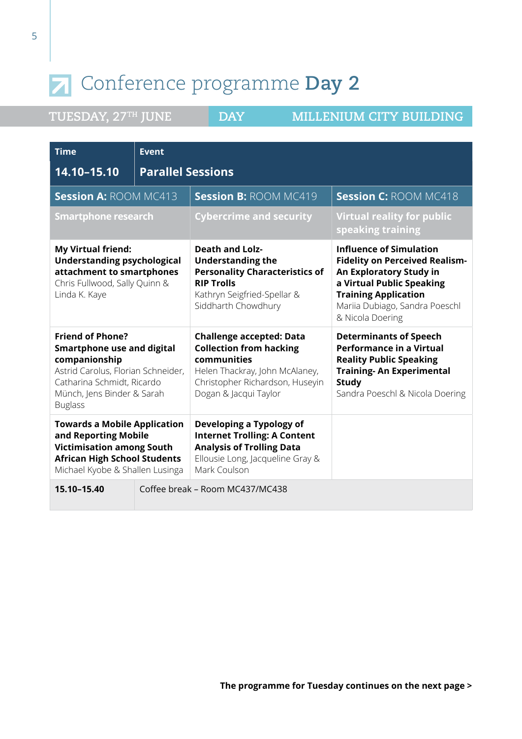# Conference programme **Day 2**

TUESDAY, 27TH JUNE | DAY | MILLENIUM CITY BUILDING

| Time | Event | |
|---|---|---|
| **14.10–15.10** | **Parallel Sessions** | |
| **Session A:** ROOM MC413 | **Session B:** ROOM MC419 | **Session C:** ROOM MC418 |
| **Smartphone research** | **Cybercrime and security** | **Virtual reality for public speaking training** |
| **My Virtual friend: Understanding psychological attachment to smartphones** Chris Fullwood, Sally Quinn & Linda K. Kaye | **Death and Lolz- Understanding the Personality Characteristics of RIP Trolls** Kathryn Seigfried-Spellar & Siddharth Chowdhury | **Influence of Simulation Fidelity on Perceived Realism- An Exploratory Study in a Virtual Public Speaking Training Application** Mariia Dubiago, Sandra Poeschl & Nicola Doering |
| **Friend of Phone? Smartphone use and digital companionship** Astrid Carolus, Florian Schneider, Catharina Schmidt, Ricardo Münch, Jens Binder & Sarah Buglass | **Challenge accepted: Data Collection from hacking communities** Helen Thackray, John McAlaney, Christopher Richardson, Huseyin Dogan & Jacqui Taylor | **Determinants of Speech Performance in a Virtual Reality Public Speaking Training- An Experimental Study** Sandra Poeschl & Nicola Doering |
| **Towards a Mobile Application and Reporting Mobile Victimisation among South African High School Students** Michael Kyobe & Shallen Lusinga | **Developing a Typology of Internet Trolling: A Content Analysis of Trolling Data** Ellousie Long, Jacqueline Gray & Mark Coulson | |
| **15.10–15.40** | Coffee break – Room MC437/MC438 | |

**The programme for Tuesday continues on the next page >**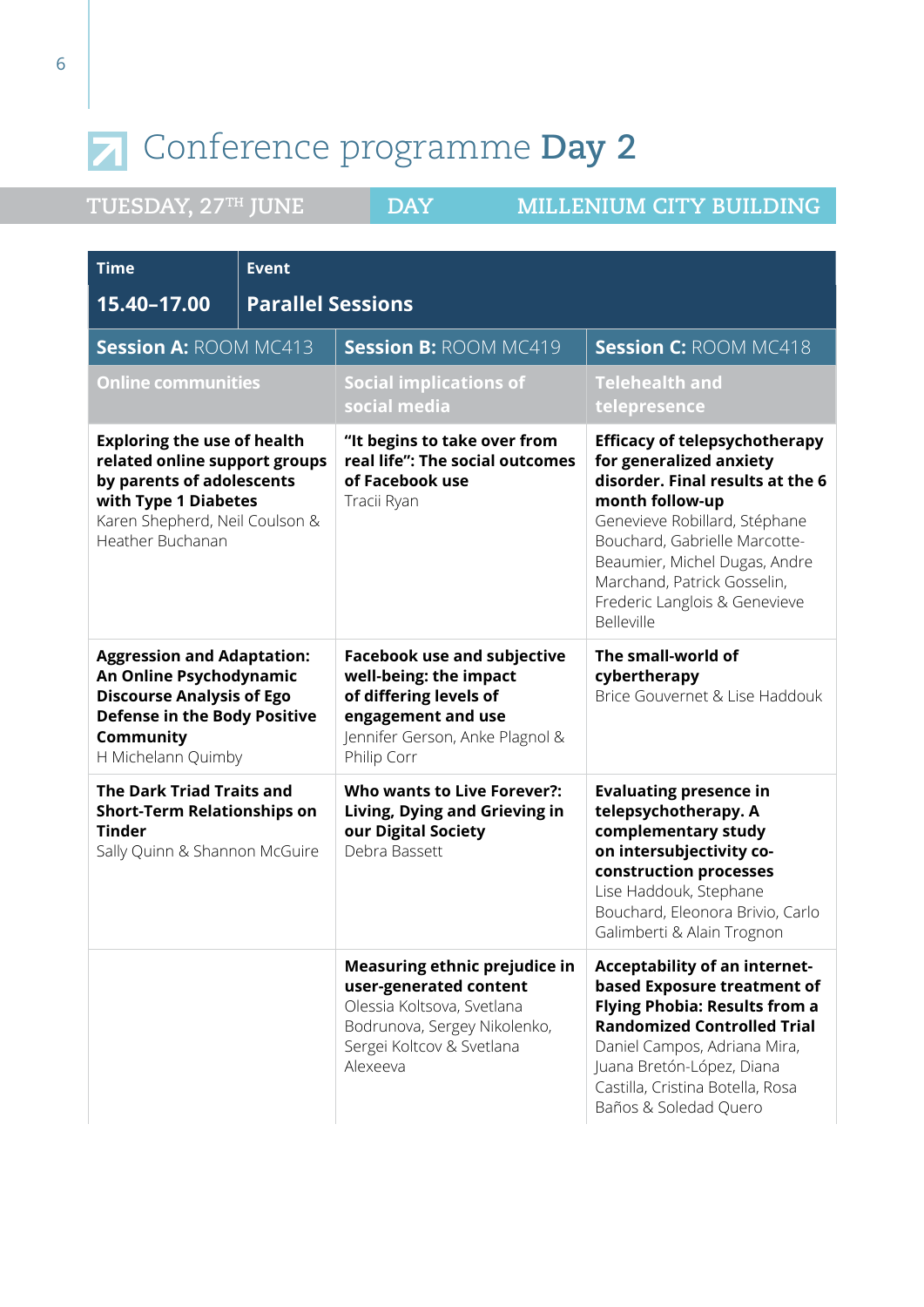# Conference programme **Day 2**

TUESDAY, 27TH JUNE | DAY | MILLENIUM CITY BUILDING

| Time | Event | |
|---|---|---|
| **15.40–17.00** | **Parallel Sessions** | |
| **Session A:** ROOM MC413 | **Session B:** ROOM MC419 | **Session C:** ROOM MC418 |
| **Online communities** | **Social implications of social media** | **Telehealth and telepresence** |
| **Exploring the use of health related online support groups by parents of adolescents with Type 1 Diabetes** Karen Shepherd, Neil Coulson & Heather Buchanan | **"It begins to take over from real life": The social outcomes of Facebook use** Tracii Ryan | **Efficacy of telepsychotherapy for generalized anxiety disorder. Final results at the 6 month follow-up** Genevieve Robillard, Stéphane Bouchard, Gabrielle Marcotte-Beaumier, Michel Dugas, Andre Marchand, Patrick Gosselin, Frederic Langlois & Genevieve Belleville |
| **Aggression and Adaptation: An Online Psychodynamic Discourse Analysis of Ego Defense in the Body Positive Community** H Michelann Quimby | **Facebook use and subjective well-being: the impact of differing levels of engagement and use** Jennifer Gerson, Anke Plagnol & Philip Corr | **The small-world of cybertherapy** Brice Gouvernet & Lise Haddouk |
| **The Dark Triad Traits and Short-Term Relationships on Tinder** Sally Quinn & Shannon McGuire | **Who wants to Live Forever?: Living, Dying and Grieving in our Digital Society** Debra Bassett | **Evaluating presence in telepsychotherapy. A complementary study on intersubjectivity co-construction processes** Lise Haddouk, Stephane Bouchard, Eleonora Brivio, Carlo Galimberti & Alain Trognon |
| | **Measuring ethnic prejudice in user-generated content** Olessia Koltsova, Svetlana Bodrunova, Sergey Nikolenko, Sergei Koltcov & Svetlana Alexeeva | **Acceptability of an internet-based Exposure treatment of Flying Phobia: Results from a Randomized Controlled Trial** Daniel Campos, Adriana Mira, Juana Bretón-López, Diana Castilla, Cristina Botella, Rosa Baños & Soledad Quero |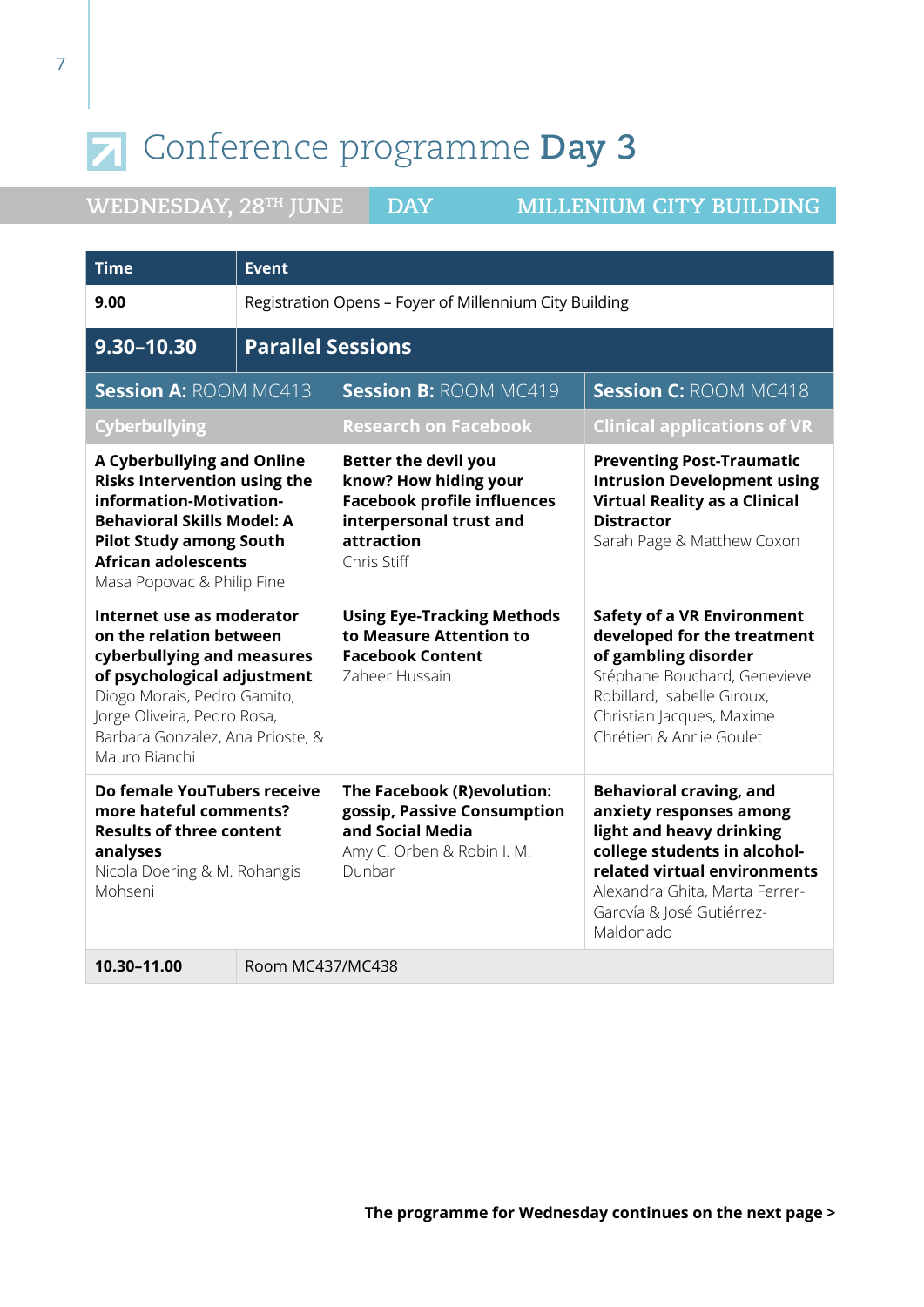# Conference programme **Day 3**

**WEDNESDAY, 28TH JUNE** | **DAY** | **MILLENIUM CITY BUILDING**

| Time | Event | |
|---|---|---|
| **9.00** | Registration Opens – Foyer of Millennium City Building | |
| **9.30–10.30** | **Parallel Sessions** | |
| **Session A:** ROOM MC413 | **Session B:** ROOM MC419 | **Session C:** ROOM MC418 |
| **Cyberbullying** | **Research on Facebook** | **Clinical applications of VR** |
| **A Cyberbullying and Online Risks Intervention using the information-Motivation-Behavioral Skills Model: A Pilot Study among South African adolescents** Masa Popovac & Philip Fine | **Better the devil you know? How hiding your Facebook profile influences interpersonal trust and attraction** Chris Stiff | **Preventing Post-Traumatic Intrusion Development using Virtual Reality as a Clinical Distractor** Sarah Page & Matthew Coxon |
| **Internet use as moderator on the relation between cyberbullying and measures of psychological adjustment** Diogo Morais, Pedro Gamito, Jorge Oliveira, Pedro Rosa, Barbara Gonzalez, Ana Prioste, & Mauro Bianchi | **Using Eye-Tracking Methods to Measure Attention to Facebook Content** Zaheer Hussain | **Safety of a VR Environment developed for the treatment of gambling disorder** Stéphane Bouchard, Genevieve Robillard, Isabelle Giroux, Christian Jacques, Maxime Chrétien & Annie Goulet |
| **Do female YouTubers receive more hateful comments? Results of three content analyses** Nicola Doering & M. Rohangis Mohseni | **The Facebook (R)evolution: gossip, Passive Consumption and Social Media** Amy C. Orben & Robin I. M. Dunbar | **Behavioral craving, and anxiety responses among light and heavy drinking college students in alcohol-related virtual environments** Alexandra Ghita, Marta Ferrer-Garcvía & José Gutiérrez-Maldonado |
| **10.30–11.00** | Room MC437/MC438 | |

**The programme for Wednesday continues on the next page >**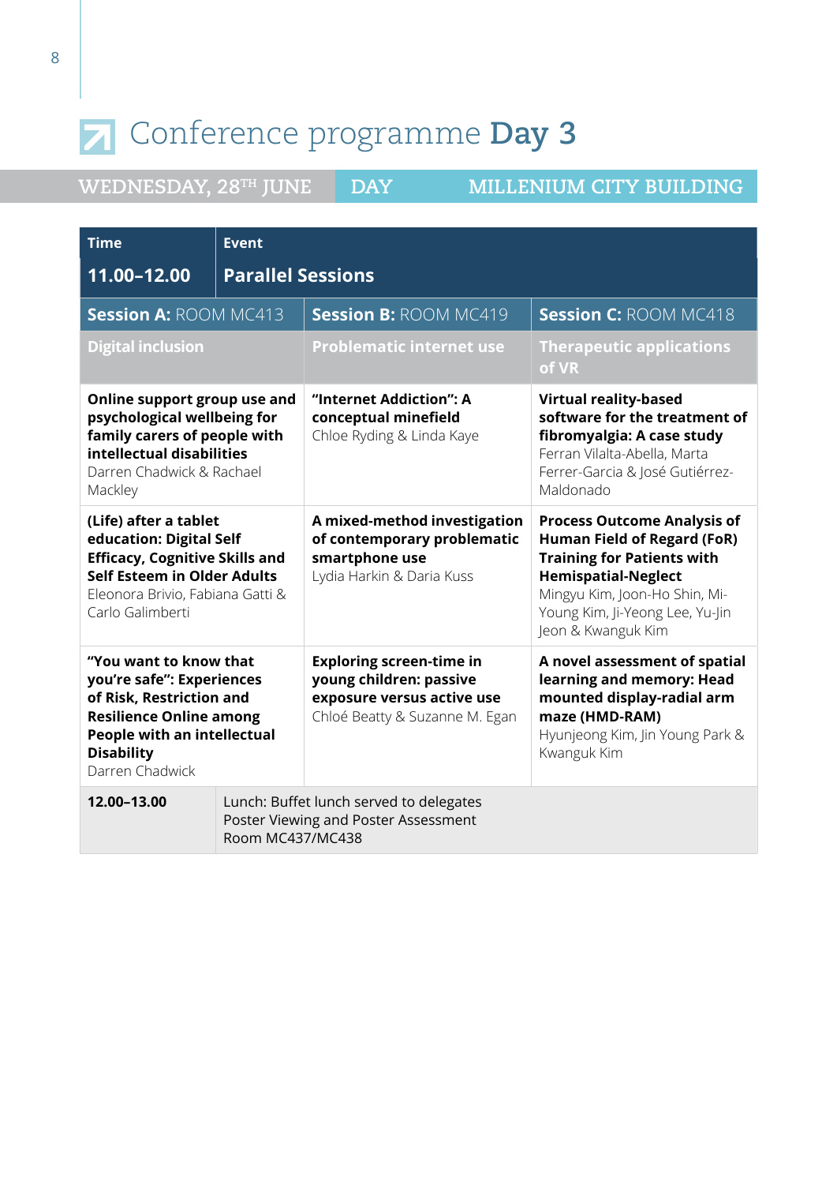# Conference programme **Day 3**

**WEDNESDAY, 28TH JUNE** | **DAY** | **MILLENIUM CITY BUILDING**

| Time | Event | |
|---|---|---|
| **11.00–12.00** | **Parallel Sessions** | |
| **Session A:** ROOM MC413 | **Session B:** ROOM MC419 | **Session C:** ROOM MC418 |
| **Digital inclusion** | **Problematic internet use** | **Therapeutic applications of VR** |
| **Online support group use and psychological wellbeing for family carers of people with intellectual disabilities** Darren Chadwick & Rachael Mackley | **"Internet Addiction": A conceptual minefield** Chloe Ryding & Linda Kaye | **Virtual reality-based software for the treatment of fibromyalgia: A case study** Ferran Vilalta-Abella, Marta Ferrer-Garcia & José Gutiérrez-Maldonado |
| **(Life) after a tablet education: Digital Self Efficacy, Cognitive Skills and Self Esteem in Older Adults** Eleonora Brivio, Fabiana Gatti & Carlo Galimberti | **A mixed-method investigation of contemporary problematic smartphone use** Lydia Harkin & Daria Kuss | **Process Outcome Analysis of Human Field of Regard (FoR) Training for Patients with Hemispatial-Neglect** Mingyu Kim, Joon-Ho Shin, Mi-Young Kim, Ji-Yeong Lee, Yu-Jin Jeon & Kwanguk Kim |
| **"You want to know that you're safe": Experiences of Risk, Restriction and Resilience Online among People with an intellectual Disability** Darren Chadwick | **Exploring screen-time in young children: passive exposure versus active use** Chloé Beatty & Suzanne M. Egan | **A novel assessment of spatial learning and memory: Head mounted display-radial arm maze (HMD-RAM)** Hyunjeong Kim, Jin Young Park & Kwanguk Kim |
| **12.00–13.00** | Lunch: Buffet lunch served to delegates<br>Poster Viewing and Poster Assessment<br>Room MC437/MC438 | |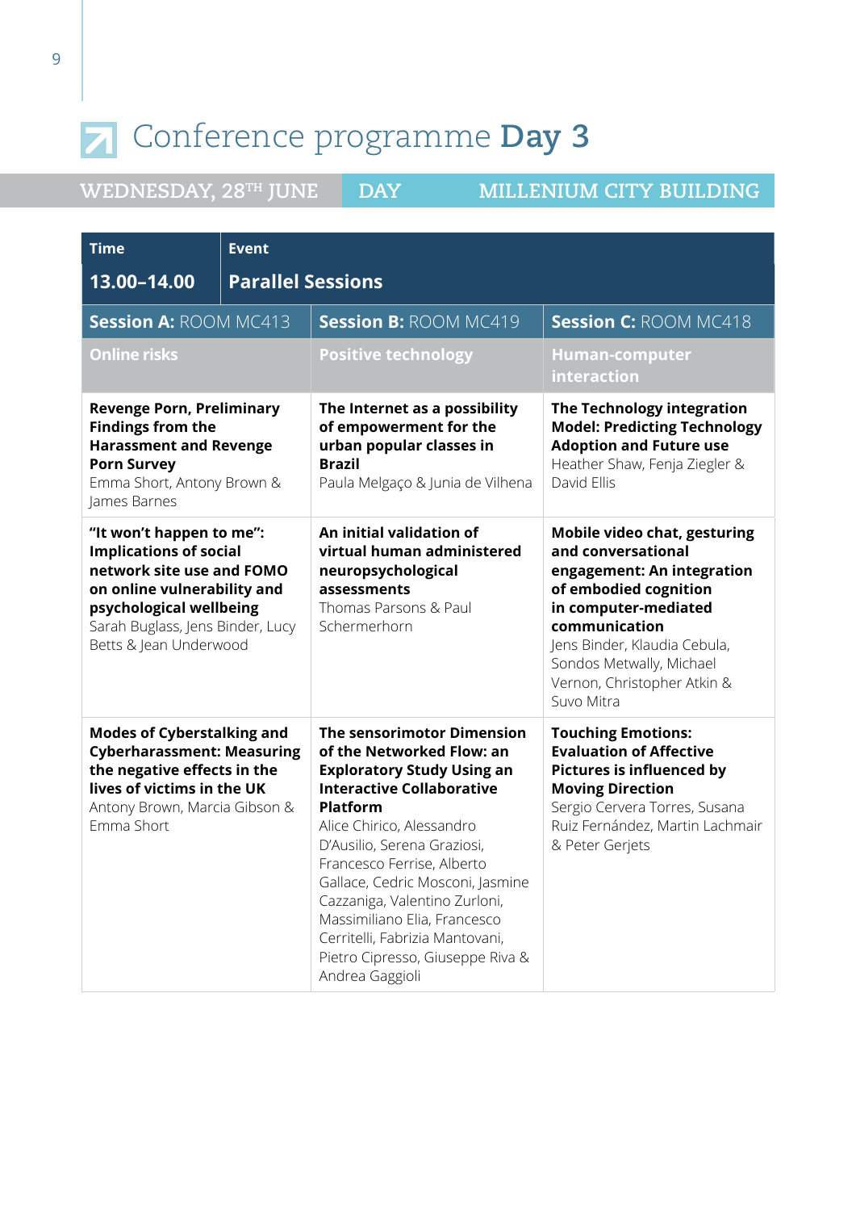# Conference programme **Day 3**

WEDNESDAY, 28TH JUNE | DAY | MILLENIUM CITY BUILDING

| Time | Event | |
|---|---|---|
| **13.00–14.00** | **Parallel Sessions** | |
| **Session A:** ROOM MC413 | **Session B:** ROOM MC419 | **Session C:** ROOM MC418 |
| **Online risks** | **Positive technology** | **Human-computer interaction** |
| **Revenge Porn, Preliminary Findings from the Harassment and Revenge Porn Survey** Emma Short, Antony Brown & James Barnes | **The Internet as a possibility of empowerment for the urban popular classes in Brazil** Paula Melgaço & Junia de Vilhena | **The Technology integration Model: Predicting Technology Adoption and Future use** Heather Shaw, Fenja Ziegler & David Ellis |
| **"It won't happen to me": Implications of social network site use and FOMO on online vulnerability and psychological wellbeing** Sarah Buglass, Jens Binder, Lucy Betts & Jean Underwood | **An initial validation of virtual human administered neuropsychological assessments** Thomas Parsons & Paul Schermerhorn | **Mobile video chat, gesturing and conversational engagement: An integration of embodied cognition in computer-mediated communication** Jens Binder, Klaudia Cebula, Sondos Metwally, Michael Vernon, Christopher Atkin & Suvo Mitra |
| **Modes of Cyberstalking and Cyberharassment: Measuring the negative effects in the lives of victims in the UK** Antony Brown, Marcia Gibson & Emma Short | **The sensorimotor Dimension of the Networked Flow: an Exploratory Study Using an Interactive Collaborative Platform** Alice Chirico, Alessandro D'Ausilio, Serena Graziosi, Francesco Ferrise, Alberto Gallace, Cedric Mosconi, Jasmine Cazzaniga, Valentino Zurloni, Massimiliano Elia, Francesco Cerritelli, Fabrizia Mantovani, Pietro Cipresso, Giuseppe Riva & Andrea Gaggioli | **Touching Emotions: Evaluation of Affective Pictures is influenced by Moving Direction** Sergio Cervera Torres, Susana Ruiz Fernández, Martin Lachmair & Peter Gerjets |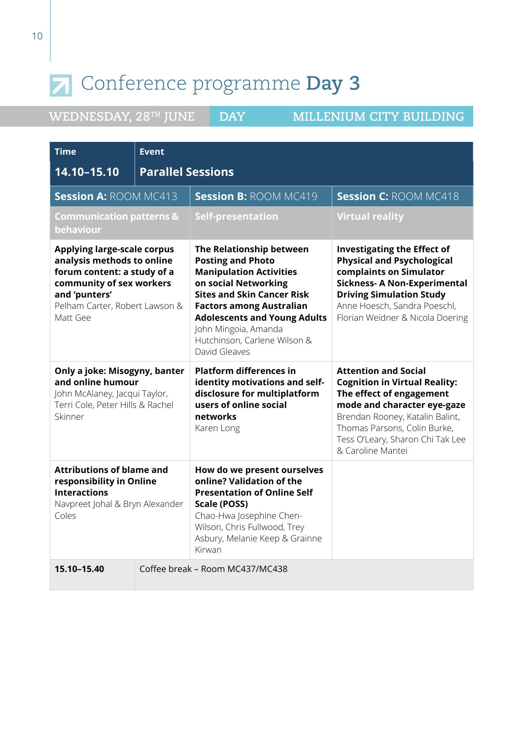# Conference programme **Day 3**

**WEDNESDAY, 28TH JUNE** | **DAY** | **MILLENIUM CITY BUILDING**

| Time | Event | |
|---|---|---|
| **14.10–15.10** | **Parallel Sessions** | |
| **Session A:** ROOM MC413 | **Session B:** ROOM MC419 | **Session C:** ROOM MC418 |
| **Communication patterns & behaviour** | **Self-presentation** | **Virtual reality** |
| **Applying large-scale corpus analysis methods to online forum content: a study of a community of sex workers and 'punters'** Pelham Carter, Robert Lawson & Matt Gee | **The Relationship between Posting and Photo Manipulation Activities on social Networking Sites and Skin Cancer Risk Factors among Australian Adolescents and Young Adults** John Mingoia, Amanda Hutchinson, Carlene Wilson & David Gleaves | **Investigating the Effect of Physical and Psychological complaints on Simulator Sickness- A Non-Experimental Driving Simulation Study** Anne Hoesch, Sandra Poeschl, Florian Weidner & Nicola Doering |
| **Only a joke: Misogyny, banter and online humour** John McAlaney, Jacqui Taylor, Terri Cole, Peter Hills & Rachel Skinner | **Platform differences in identity motivations and self-disclosure for multiplatform users of online social networks** Karen Long | **Attention and Social Cognition in Virtual Reality: The effect of engagement mode and character eye-gaze** Brendan Rooney, Katalin Balint, Thomas Parsons, Colin Burke, Tess O'Leary, Sharon Chi Tak Lee & Caroline Mantei |
| **Attributions of blame and responsibility in Online Interactions** Navpreet Johal & Bryn Alexander Coles | **How do we present ourselves online? Validation of the Presentation of Online Self Scale (POSS)** Chao-Hwa Josephine Chen-Wilson, Chris Fullwood, Trey Asbury, Melanie Keep & Grainne Kirwan | |
| **15.10–15.40** | Coffee break – Room MC437/MC438 | |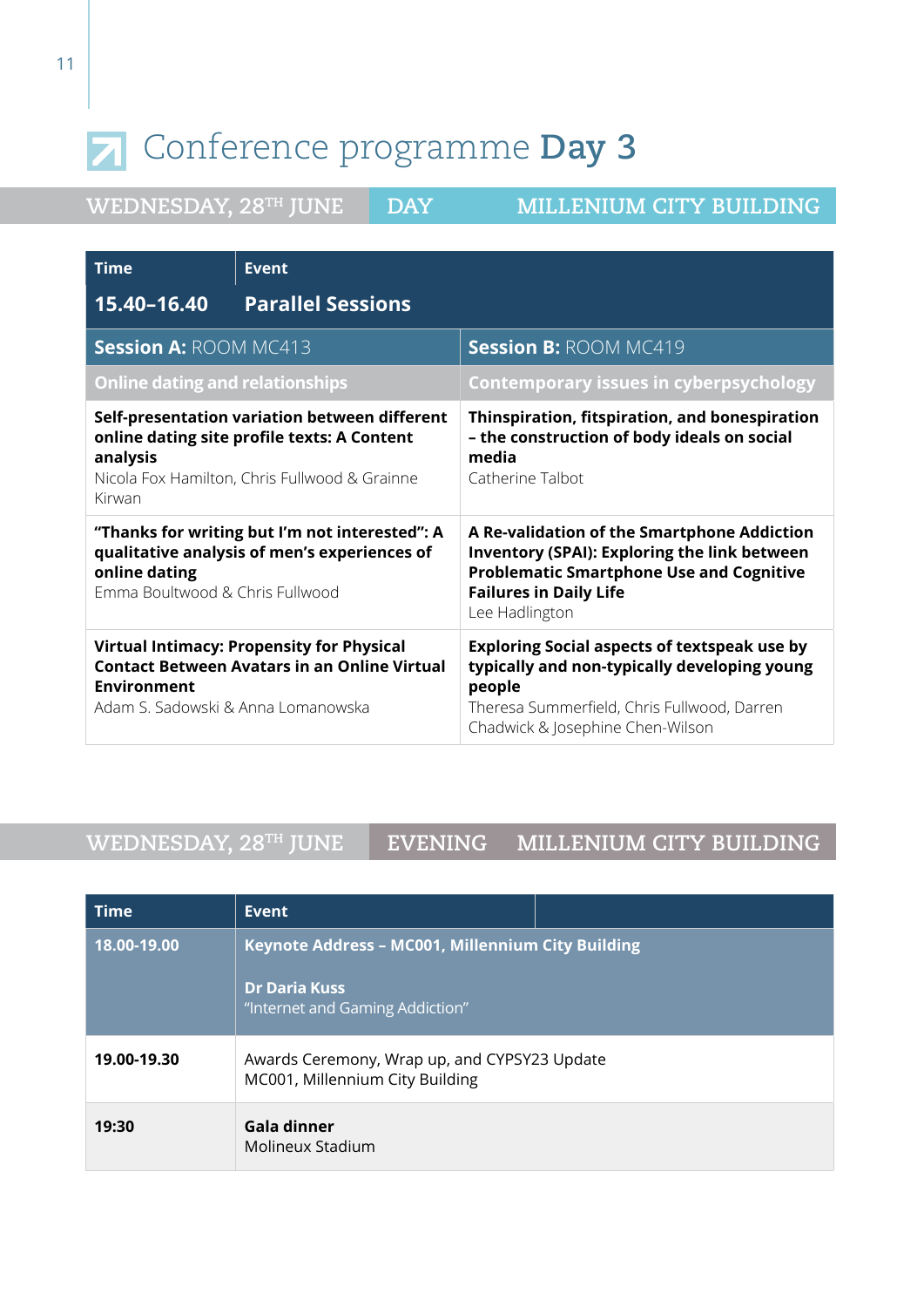# Conference programme **Day 3**

**WEDNESDAY, 28TH JUNE | DAY | MILLENIUM CITY BUILDING**

| Time | Event | |
|---|---|---|
| **15.40–16.40** | **Parallel Sessions** | |
| | **Session A:** ROOM MC413 | **Session B:** ROOM MC419 |
| | **Online dating and relationships** | **Contemporary issues in cyberpsychology** |
| | **Self-presentation variation between different online dating site profile texts: A Content analysis**<br>Nicola Fox Hamilton, Chris Fullwood & Grainne Kirwan | **Thinspiration, fitspiration, and bonespiration – the construction of body ideals on social media**<br>Catherine Talbot |
| | **"Thanks for writing but I'm not interested": A qualitative analysis of men's experiences of online dating**<br>Emma Boultwood & Chris Fullwood | **A Re-validation of the Smartphone Addiction Inventory (SPAI): Exploring the link between Problematic Smartphone Use and Cognitive Failures in Daily Life**<br>Lee Hadlington |
| | **Virtual Intimacy: Propensity for Physical Contact Between Avatars in an Online Virtual Environment**<br>Adam S. Sadowski & Anna Lomanowska | **Exploring Social aspects of textspeak use by typically and non-typically developing young people**<br>Theresa Summerfield, Chris Fullwood, Darren Chadwick & Josephine Chen-Wilson |

**WEDNESDAY, 28TH JUNE | EVENING | MILLENIUM CITY BUILDING**

| Time | Event |
|---|---|
| **18.00-19.00** | **Keynote Address – MC001, Millennium City Building**<br><br>**Dr Daria Kuss**<br>"Internet and Gaming Addiction" |
| **19.00-19.30** | Awards Ceremony, Wrap up, and CYPSY23 Update<br>MC001, Millennium City Building |
| **19:30** | **Gala dinner**<br>Molineux Stadium |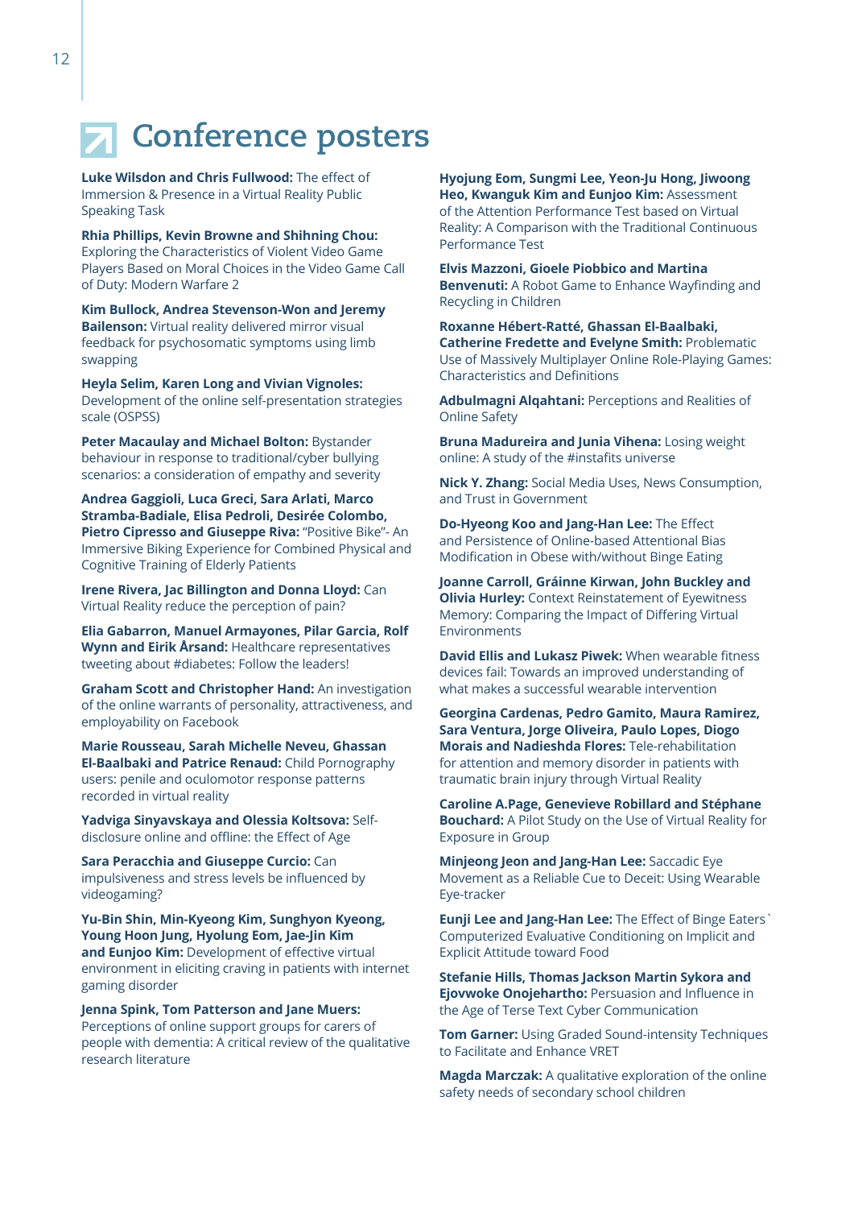# Conference posters

**Luke Wilsdon and Chris Fullwood:** The effect of Immersion & Presence in a Virtual Reality Public Speaking Task

**Rhia Phillips, Kevin Browne and Shihning Chou:** Exploring the Characteristics of Violent Video Game Players Based on Moral Choices in the Video Game Call of Duty: Modern Warfare 2

**Kim Bullock, Andrea Stevenson-Won and Jeremy Bailenson:** Virtual reality delivered mirror visual feedback for psychosomatic symptoms using limb swapping

**Heyla Selim, Karen Long and Vivian Vignoles:** Development of the online self-presentation strategies scale (OSPSS)

**Peter Macaulay and Michael Bolton:** Bystander behaviour in response to traditional/cyber bullying scenarios: a consideration of empathy and severity

**Andrea Gaggioli, Luca Greci, Sara Arlati, Marco Stramba-Badiale, Elisa Pedroli, Desirée Colombo, Pietro Cipresso and Giuseppe Riva:** "Positive Bike"- An Immersive Biking Experience for Combined Physical and Cognitive Training of Elderly Patients

**Irene Rivera, Jac Billington and Donna Lloyd:** Can Virtual Reality reduce the perception of pain?

**Elia Gabarron, Manuel Armayones, Pilar Garcia, Rolf Wynn and Eirik Årsand:** Healthcare representatives tweeting about #diabetes: Follow the leaders!

**Graham Scott and Christopher Hand:** An investigation of the online warrants of personality, attractiveness, and employability on Facebook

**Marie Rousseau, Sarah Michelle Neveu, Ghassan El-Baalbaki and Patrice Renaud:** Child Pornography users: penile and oculomotor response patterns recorded in virtual reality

**Yadviga Sinyavskaya and Olessia Koltsova:** Self-disclosure online and offline: the Effect of Age

**Sara Peracchia and Giuseppe Curcio:** Can impulsiveness and stress levels be influenced by videogaming?

**Yu-Bin Shin, Min-Kyeong Kim, Sunghyon Kyeong, Young Hoon Jung, Hyolung Eom, Jae-Jin Kim and Eunjoo Kim:** Development of effective virtual environment in eliciting craving in patients with internet gaming disorder

**Jenna Spink, Tom Patterson and Jane Muers:** Perceptions of online support groups for carers of people with dementia: A critical review of the qualitative research literature

**Hyojung Eom, Sungmi Lee, Yeon-Ju Hong, Jiwoong Heo, Kwanguk Kim and Eunjoo Kim:** Assessment of the Attention Performance Test based on Virtual Reality: A Comparison with the Traditional Continuous Performance Test

**Elvis Mazzoni, Gioele Piobbico and Martina Benvenuti:** A Robot Game to Enhance Wayfinding and Recycling in Children

**Roxanne Hébert-Ratté, Ghassan El-Baalbaki, Catherine Fredette and Evelyne Smith:** Problematic Use of Massively Multiplayer Online Role-Playing Games: Characteristics and Definitions

**Adbulmagni Alqahtani:** Perceptions and Realities of Online Safety

**Bruna Madureira and Junia Vihena:** Losing weight online: A study of the #instafits universe

**Nick Y. Zhang:** Social Media Uses, News Consumption, and Trust in Government

**Do-Hyeong Koo and Jang-Han Lee:** The Effect and Persistence of Online-based Attentional Bias Modification in Obese with/without Binge Eating

**Joanne Carroll, Gráinne Kirwan, John Buckley and Olivia Hurley:** Context Reinstatement of Eyewitness Memory: Comparing the Impact of Differing Virtual Environments

**David Ellis and Lukasz Piwek:** When wearable fitness devices fail: Towards an improved understanding of what makes a successful wearable intervention

**Georgina Cardenas, Pedro Gamito, Maura Ramirez, Sara Ventura, Jorge Oliveira, Paulo Lopes, Diogo Morais and Nadieshda Flores:** Tele-rehabilitation for attention and memory disorder in patients with traumatic brain injury through Virtual Reality

**Caroline A.Page, Genevieve Robillard and Stéphane Bouchard:** A Pilot Study on the Use of Virtual Reality for Exposure in Group

**Minjeong Jeon and Jang-Han Lee:** Saccadic Eye Movement as a Reliable Cue to Deceit: Using Wearable Eye-tracker

**Eunji Lee and Jang-Han Lee:** The Effect of Binge Eaters` Computerized Evaluative Conditioning on Implicit and Explicit Attitude toward Food

**Stefanie Hills, Thomas Jackson Martin Sykora and Ejovwoke Onojehartho:** Persuasion and Influence in the Age of Terse Text Cyber Communication

**Tom Garner:** Using Graded Sound-intensity Techniques to Facilitate and Enhance VRET

**Magda Marczak:** A qualitative exploration of the online safety needs of secondary school children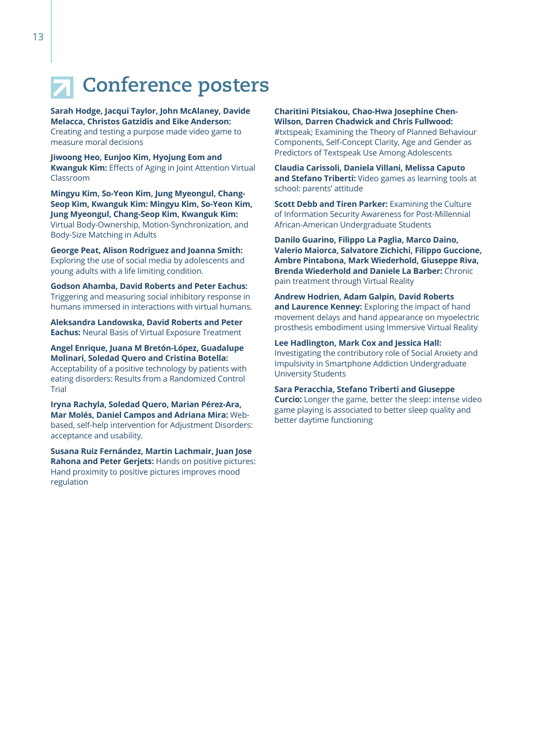# Conference posters

**Sarah Hodge, Jacqui Taylor, John McAlaney, Davide Melacca, Christos Gatzidis and Eike Anderson:** Creating and testing a purpose made video game to measure moral decisions

**Jiwoong Heo, Eunjoo Kim, Hyojung Eom and Kwanguk Kim:** Effects of Aging in Joint Attention Virtual Classroom

**Mingyu Kim, So-Yeon Kim, Jung Myeongul, Chang-Seop Kim, Kwanguk Kim: Mingyu Kim, So-Yeon Kim, Jung Myeongul, Chang-Seop Kim, Kwanguk Kim:** Virtual Body-Ownership, Motion-Synchronization, and Body-Size Matching in Adults

**George Peat, Alison Rodriguez and Joanna Smith:** Exploring the use of social media by adolescents and young adults with a life limiting condition.

**Godson Ahamba, David Roberts and Peter Eachus:** Triggering and measuring social inhibitory response in humans immersed in interactions with virtual humans.

**Aleksandra Landowska, David Roberts and Peter Eachus:** Neural Basis of Virtual Exposure Treatment

**Angel Enrique, Juana M Bretón-López, Guadalupe Molinari, Soledad Quero and Cristina Botella:** Acceptability of a positive technology by patients with eating disorders: Results from a Randomized Control Trial

**Iryna Rachyla, Soledad Quero, Marian Pérez-Ara, Mar Molés, Daniel Campos and Adriana Mira:** Web-based, self-help intervention for Adjustment Disorders: acceptance and usability.

**Susana Ruiz Fernández, Martin Lachmair, Juan Jose Rahona and Peter Gerjets:** Hands on positive pictures: Hand proximity to positive pictures improves mood regulation

**Charitini Pitsiakou, Chao-Hwa Josephine Chen-Wilson, Darren Chadwick and Chris Fullwood:** #txtspeak; Examining the Theory of Planned Behaviour Components, Self-Concept Clarity, Age and Gender as Predictors of Textspeak Use Among Adolescents

**Claudia Carissoli, Daniela Villani, Melissa Caputo and Stefano Triberti:** Video games as learning tools at school: parents' attitude

**Scott Debb and Tiren Parker:** Examining the Culture of Information Security Awareness for Post-Millennial African-American Undergraduate Students

**Danilo Guarino, Filippo La Paglia, Marco Daino, Valerio Maiorca, Salvatore Zichichi, Filippo Guccione, Ambre Pintabona, Mark Wiederhold, Giuseppe Riva, Brenda Wiederhold and Daniele La Barber:** Chronic pain treatment through Virtual Reality

**Andrew Hodrien, Adam Galpin, David Roberts and Laurence Kenney:** Exploring the impact of hand movement delays and hand appearance on myoelectric prosthesis embodiment using Immersive Virtual Reality

**Lee Hadlington, Mark Cox and Jessica Hall:** Investigating the contributory role of Social Anxiety and Impulsivity in Smartphone Addiction Undergraduate University Students

**Sara Peracchia, Stefano Triberti and Giuseppe Curcio:** Longer the game, better the sleep: intense video game playing is associated to better sleep quality and better daytime functioning